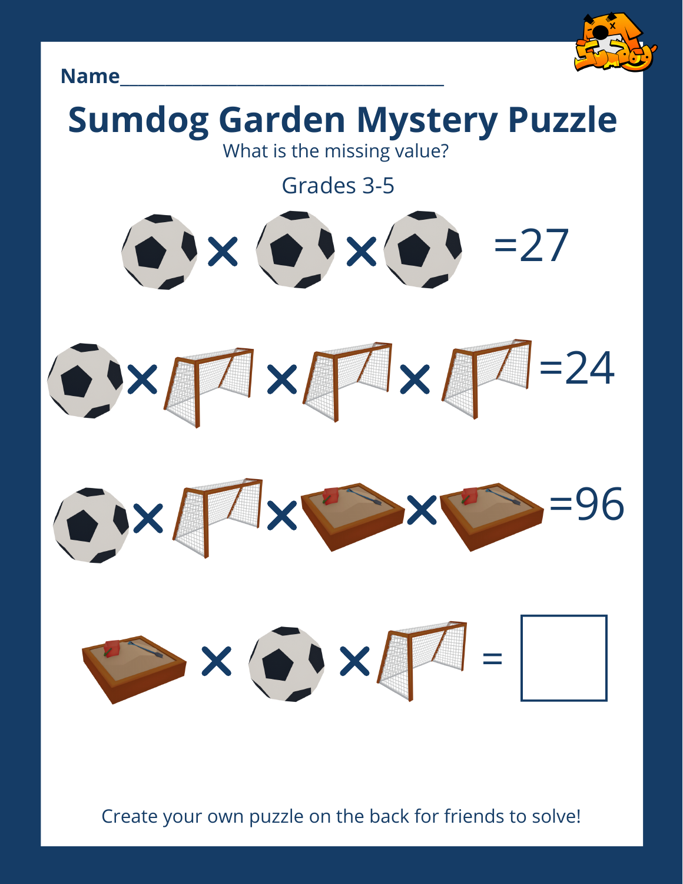Name___________________________________

# Sumdog Garden Mystery Puzzle

What is the missing value?

Grades 3-5

× × =27

× × × =24

× × × =96

× × =

Create your own puzzle on the back for friends to solve!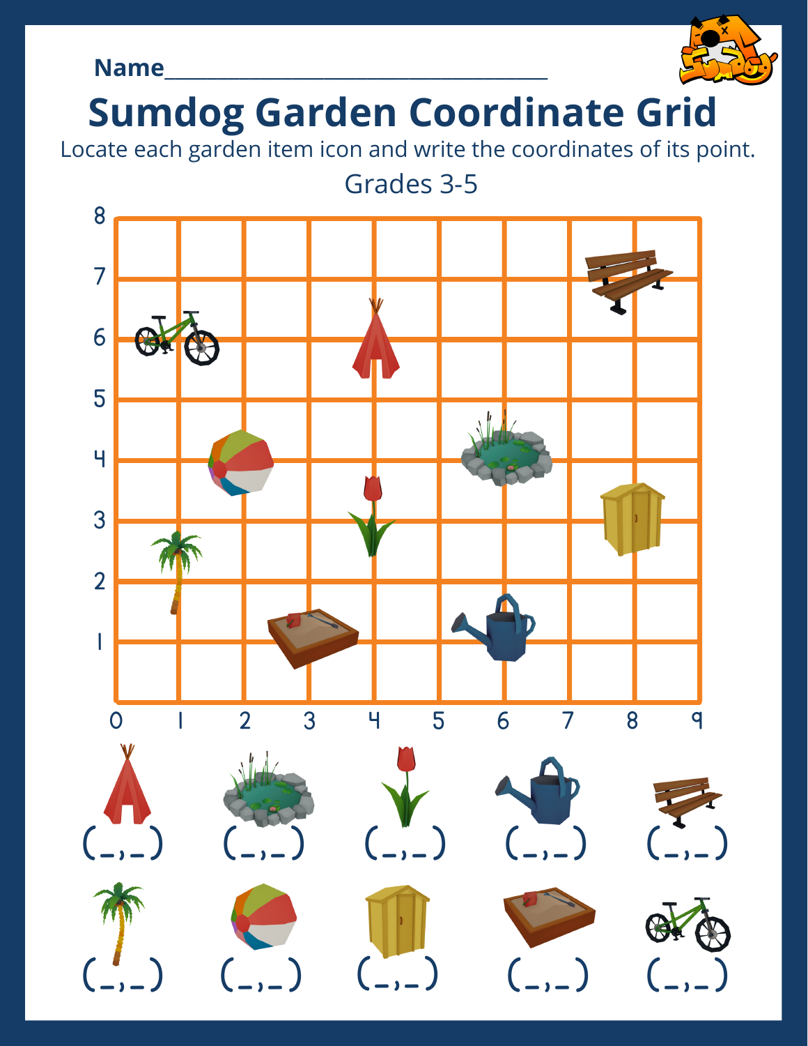Name___________________________________

# Sumdog Garden Coordinate Grid

Locate each garden item icon and write the coordinates of its point.

Grades 3-5

(_,_) (_,_) (_,_) (_,_) (_,_)

(_,_) (_,_) (_,_) (_,_) (_,_)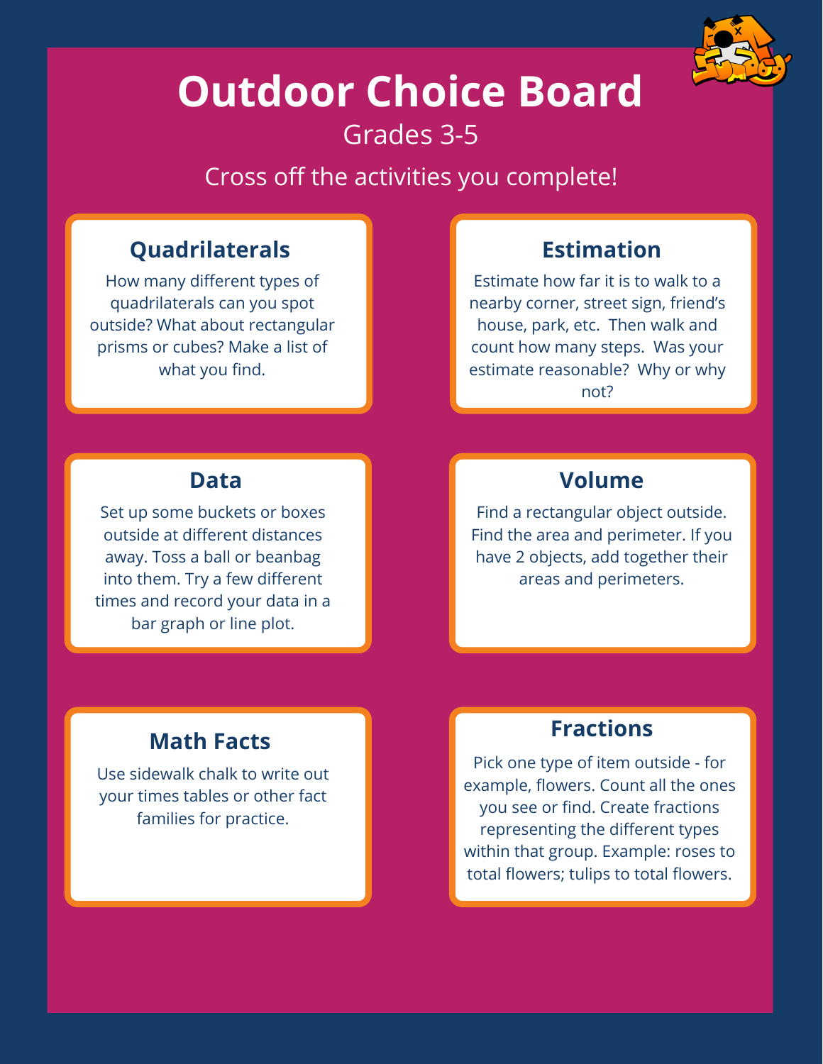# Outdoor Choice Board

Grades 3-5

Cross off the activities you complete!

### Quadrilaterals

How many different types of quadrilaterals can you spot outside? What about rectangular prisms or cubes? Make a list of what you find.

### Estimation

Estimate how far it is to walk to a nearby corner, street sign, friend's house, park, etc. Then walk and count how many steps. Was your estimate reasonable? Why or why not?

### Data

Set up some buckets or boxes outside at different distances away. Toss a ball or beanbag into them. Try a few different times and record your data in a bar graph or line plot.

### Volume

Find a rectangular object outside. Find the area and perimeter. If you have 2 objects, add together their areas and perimeters.

### Math Facts

Use sidewalk chalk to write out your times tables or other fact families for practice.

### Fractions

Pick one type of item outside - for example, flowers. Count all the ones you see or find. Create fractions representing the different types within that group. Example: roses to total flowers; tulips to total flowers.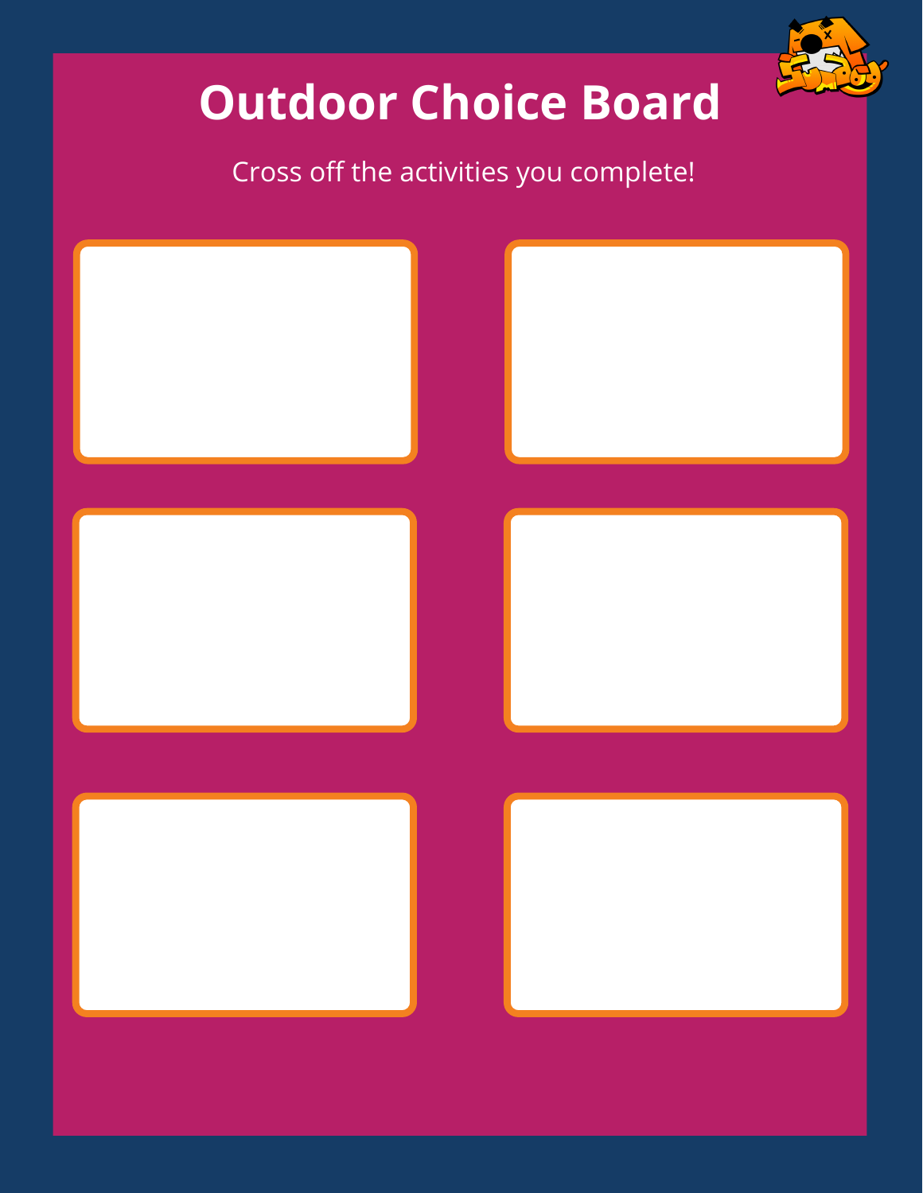# Outdoor Choice Board

Cross off the activities you complete!